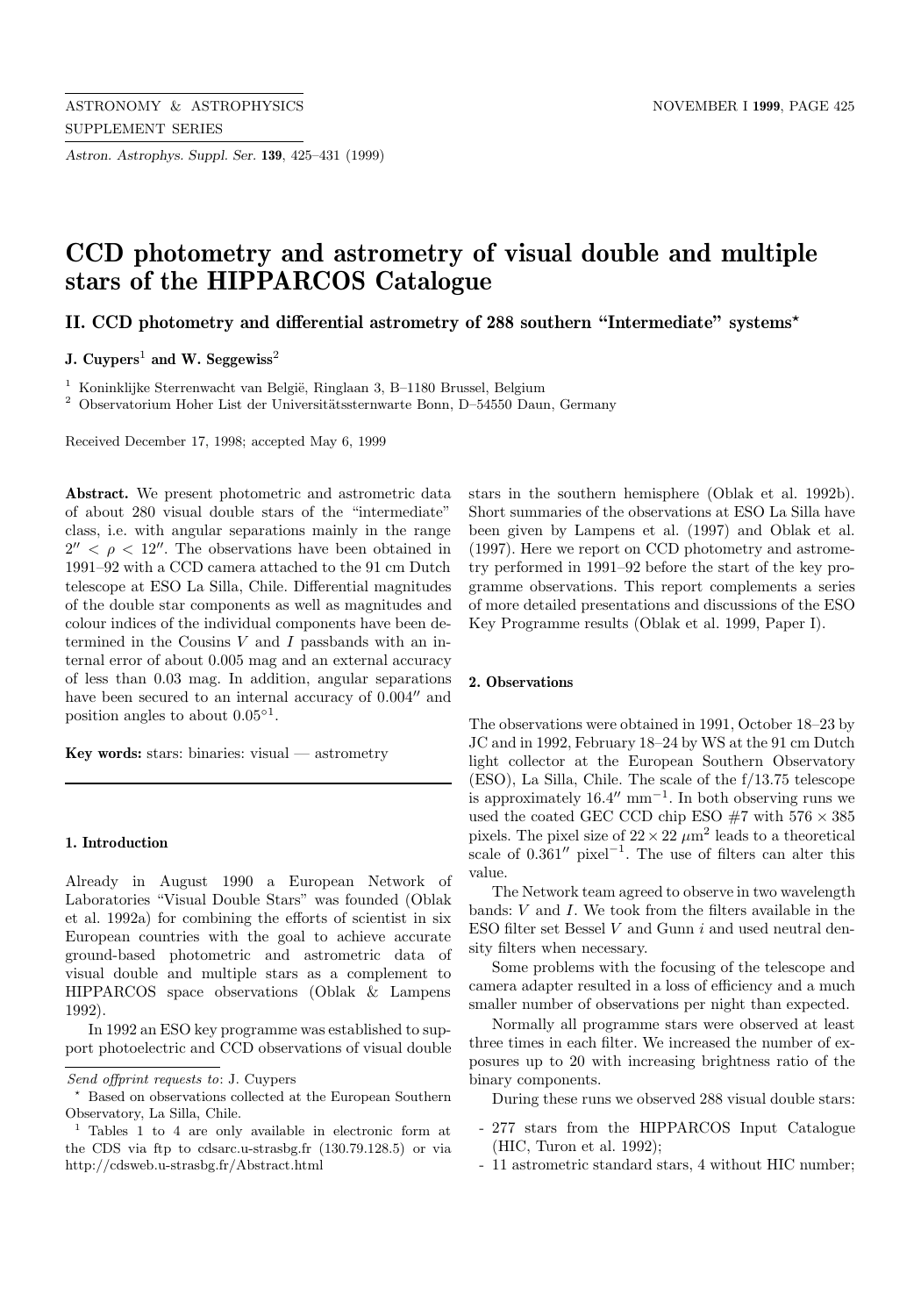# CCD photometry and astrometry of visual double and multiple stars of the HIPPARCOS Catalogue

## II. CCD photometry and differential astrometry of 288 southern "Intermediate" systems*

**J. Cuypers**[1] **and W. Seggewiss**[2]

[1] Koninklijke Sterrenwacht van België, Ringlaan 3, B–1180 Brussel, Belgium
[2] Observatorium Hoher List der Universitätssternwarte Bonn, D–54550 Daun, Germany

Received December 17, 1998; accepted May 6, 1999

**Abstract.** We present photometric and astrometric data of about 280 visual double stars of the "intermediate" class, i.e. with angular separations mainly in the range $2'' < \rho < 12''$. The observations have been obtained in 1991–92 with a CCD camera attached to the 91 cm Dutch telescope at ESO La Silla, Chile. Differential magnitudes of the double star components as well as magnitudes and colour indices of the individual components have been determined in the Cousins $V$ and $I$ passbands with an internal error of about 0.005 mag and an external accuracy of less than 0.03 mag. In addition, angular separations have been secured to an internal accuracy of $0.004''$ and position angles to about $0.05°$[1].

**Key words:** stars: binaries: visual — astrometry

### 1. Introduction

Already in August 1990 a European Network of Laboratories "Visual Double Stars" was founded (Oblak et al. 1992a) for combining the efforts of scientist in six European countries with the goal to achieve accurate ground-based photometric and astrometric data of visual double and multiple stars as a complement to HIPPARCOS space observations (Oblak & Lampens 1992).

In 1992 an ESO key programme was established to support photoelectric and CCD observations of visual double stars in the southern hemisphere (Oblak et al. 1992b). Short summaries of the observations at ESO La Silla have been given by Lampens et al. (1997) and Oblak et al. (1997). Here we report on CCD photometry and astrometry performed in 1991–92 before the start of the key programme observations. This report complements a series of more detailed presentations and discussions of the ESO Key Programme results (Oblak et al. 1999, Paper I).

### 2. Observations

The observations were obtained in 1991, October 18–23 by JC and in 1992, February 18–24 by WS at the 91 cm Dutch light collector at the European Southern Observatory (ESO), La Silla, Chile. The scale of the f/13.75 telescope is approximately $16.4''$ mm$^{-1}$. In both observing runs we used the coated GEC CCD chip ESO #7 with $576 \times 385$ pixels. The pixel size of $22 \times 22$ $\mu$m$^2$ leads to a theoretical scale of $0.361''$ pixel$^{-1}$. The use of filters can alter this value.

The Network team agreed to observe in two wavelength bands: $V$ and $I$. We took from the filters available in the ESO filter set Bessel $V$ and Gunn $i$ and used neutral density filters when necessary.

Some problems with the focusing of the telescope and camera adapter resulted in a loss of efficiency and a much smaller number of observations per night than expected.

Normally all programme stars were observed at least three times in each filter. We increased the number of exposures up to 20 with increasing brightness ratio of the binary components.

During these runs we observed 288 visual double stars:

- 277 stars from the HIPPARCOS Input Catalogue (HIC, Turon et al. 1992);
- 11 astrometric standard stars, 4 without HIC number;

---

*Send offprint requests to*: J. Cuypers

* Based on observations collected at the European Southern Observatory, La Silla, Chile.

[1] Tables 1 to 4 are only available in electronic form at the CDS via ftp to cdsarc.u-strasbg.fr (130.79.128.5) or via http://cdsweb.u-strasbg.fr/Abstract.html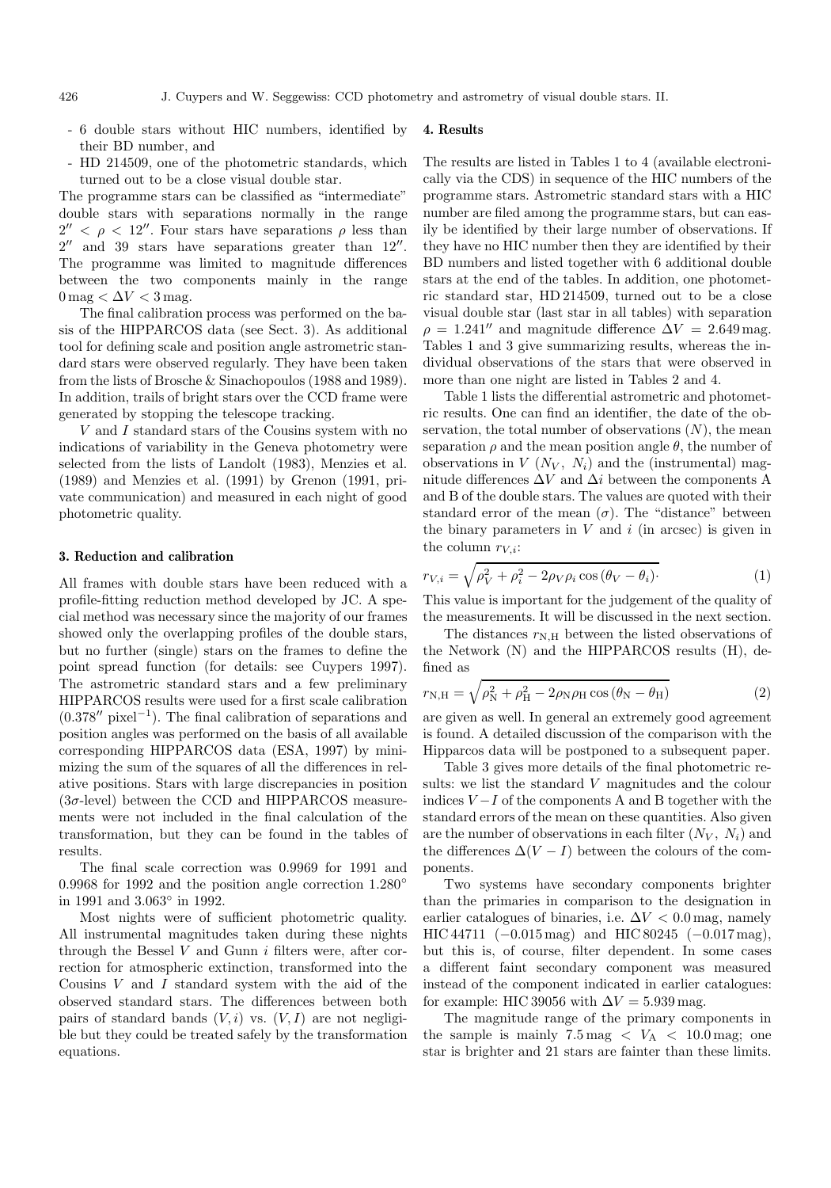- 6 double stars without HIC numbers, identified by their BD number, and
- HD 214509, one of the photometric standards, which turned out to be a close visual double star.

The programme stars can be classified as "intermediate" double stars with separations normally in the range $2'' < \rho < 12''$. Four stars have separations $\rho$ less than $2''$ and 39 stars have separations greater than $12''$. The programme was limited to magnitude differences between the two components mainly in the range $0\,\mathrm{mag} < \Delta V < 3\,\mathrm{mag}$.

The final calibration process was performed on the basis of the HIPPARCOS data (see Sect. 3). As additional tool for defining scale and position angle astrometric standard stars were observed regularly. They have been taken from the lists of Brosche & Sinachopoulos (1988 and 1989). In addition, trails of bright stars over the CCD frame were generated by stopping the telescope tracking.

$V$ and $I$ standard stars of the Cousins system with no indications of variability in the Geneva photometry were selected from the lists of Landolt (1983), Menzies et al. (1989) and Menzies et al. (1991) by Grenon (1991, private communication) and measured in each night of good photometric quality.

### 3. Reduction and calibration

All frames with double stars have been reduced with a profile-fitting reduction method developed by JC. A special method was necessary since the majority of our frames showed only the overlapping profiles of the double stars, but no further (single) stars on the frames to define the point spread function (for details: see Cuypers 1997). The astrometric standard stars and a few preliminary HIPPARCOS results were used for a first scale calibration ($0.378''\,\mathrm{pixel}^{-1}$). The final calibration of separations and position angles was performed on the basis of all available corresponding HIPPARCOS data (ESA, 1997) by minimizing the sum of the squares of all the differences in relative positions. Stars with large discrepancies in position ($3\sigma$-level) between the CCD and HIPPARCOS measurements were not included in the final calculation of the transformation, but they can be found in the tables of results.

The final scale correction was 0.9969 for 1991 and 0.9968 for 1992 and the position angle correction $1.280^\circ$ in 1991 and $3.063^\circ$ in 1992.

Most nights were of sufficient photometric quality. All instrumental magnitudes taken during these nights through the Bessel $V$ and Gunn $i$ filters were, after correction for atmospheric extinction, transformed into the Cousins $V$ and $I$ standard system with the aid of the observed standard stars. The differences between both pairs of standard bands $(V, i)$ vs. $(V, I)$ are not negligible but they could be treated safely by the transformation equations.

### 4. Results

The results are listed in Tables 1 to 4 (available electronically via the CDS) in sequence of the HIC numbers of the programme stars. Astrometric standard stars with a HIC number are filed among the programme stars, but can easily be identified by their large number of observations. If they have no HIC number then they are identified by their BD numbers and listed together with 6 additional double stars at the end of the tables. In addition, one photometric standard star, HD 214509, turned out to be a close visual double star (last star in all tables) with separation $\rho = 1.241''$ and magnitude difference $\Delta V = 2.649\,\mathrm{mag}$. Tables 1 and 3 give summarizing results, whereas the individual observations of the stars that were observed in more than one night are listed in Tables 2 and 4.

Table 1 lists the differential astrometric and photometric results. One can find an identifier, the date of the observation, the total number of observations ($N$), the mean separation $\rho$ and the mean position angle $\theta$, the number of observations in $V$ ($N_V$, $N_i$) and the (instrumental) magnitude differences $\Delta V$ and $\Delta i$ between the components A and B of the double stars. The values are quoted with their standard error of the mean ($\sigma$). The "distance" between the binary parameters in $V$ and $i$ (in arcsec) is given in the column $r_{V,i}$:

$$r_{V,i} = \sqrt{\rho_V^2 + \rho_i^2 - 2\rho_V \rho_i \cos{(\theta_V - \theta_i)}}. \tag{1}$$

This value is important for the judgement of the quality of the measurements. It will be discussed in the next section.

The distances $r_{\mathrm{N,H}}$ between the listed observations of the Network (N) and the HIPPARCOS results (H), defined as

$$r_{\mathrm{N,H}} = \sqrt{\rho_{\mathrm{N}}^2 + \rho_{\mathrm{H}}^2 - 2\rho_{\mathrm{N}} \rho_{\mathrm{H}} \cos{(\theta_{\mathrm{N}} - \theta_{\mathrm{H}})}} \tag{2}$$

are given as well. In general an extremely good agreement is found. A detailed discussion of the comparison with the Hipparcos data will be postponed to a subsequent paper.

Table 3 gives more details of the final photometric results: we list the standard $V$ magnitudes and the colour indices $V-I$ of the components A and B together with the standard errors of the mean on these quantities. Also given are the number of observations in each filter ($N_V$, $N_i$) and the differences $\Delta(V-I)$ between the colours of the components.

Two systems have secondary components brighter than the primaries in comparison to the designation in earlier catalogues of binaries, i.e. $\Delta V < 0.0\,\mathrm{mag}$, namely HIC 44711 ($-0.015\,\mathrm{mag}$) and HIC 80245 ($-0.017\,\mathrm{mag}$), but this is, of course, filter dependent. In some cases a different faint secondary component was measured instead of the component indicated in earlier catalogues: for example: HIC 39056 with $\Delta V = 5.939\,\mathrm{mag}$.

The magnitude range of the primary components in the sample is mainly $7.5\,\mathrm{mag} < V_{\mathrm{A}} < 10.0\,\mathrm{mag}$; one star is brighter and 21 stars are fainter than these limits.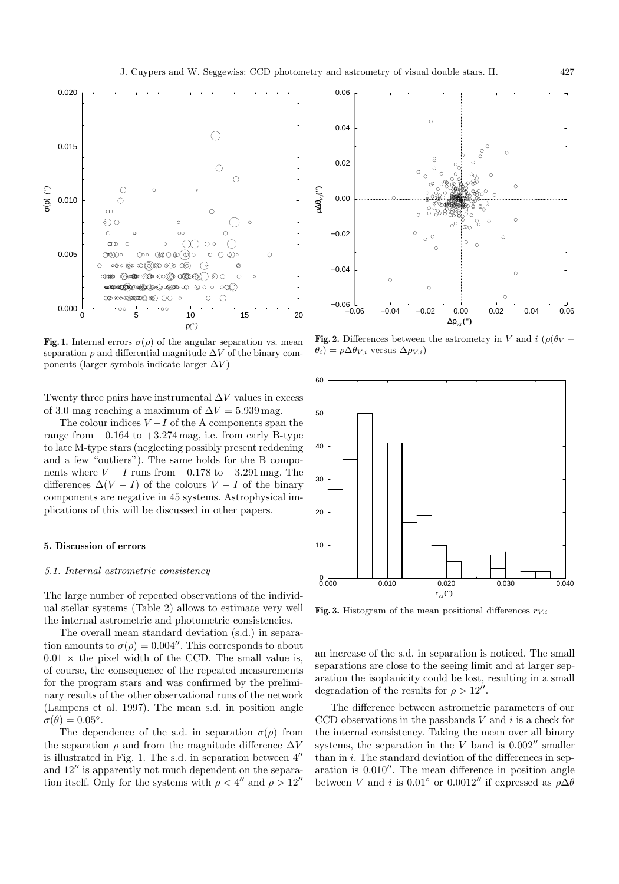**Fig. 1.** Internal errors $\sigma(\rho)$ of the angular separation vs. mean separation $\rho$ and differential magnitude $\Delta V$ of the binary components (larger symbols indicate larger $\Delta V$)

**Fig. 2.** Differences between the astrometry in $V$ and $i$ ($\rho(\theta_V - \theta_i) = \rho\Delta\theta_{V,i}$ versus $\Delta\rho_{V,i}$)

**Fig. 3.** Histogram of the mean positional differences $r_{V,i}$

Twenty three pairs have instrumental $\Delta V$ values in excess of 3.0 mag reaching a maximum of $\Delta V = 5.939$ mag.

The colour indices $V-I$ of the A components span the range from $-0.164$ to $+3.274$ mag, i.e. from early B-type to late M-type stars (neglecting possibly present reddening and a few "outliers"). The same holds for the B components where $V-I$ runs from $-0.178$ to $+3.291$ mag. The differences $\Delta(V-I)$ of the colours $V-I$ of the binary components are negative in 45 systems. Astrophysical implications of this will be discussed in other papers.

## 5. Discussion of errors

### *5.1. Internal astrometric consistency*

The large number of repeated observations of the individual stellar systems (Table 2) allows to estimate very well the internal astrometric and photometric consistencies.

The overall mean standard deviation (s.d.) in separation amounts to $\sigma(\rho) = 0.004''$. This corresponds to about $0.01 \times$ the pixel width of the CCD. The small value is, of course, the consequence of the repeated measurements for the program stars and was confirmed by the preliminary results of the other observational runs of the network (Lampens et al. 1997). The mean s.d. in position angle $\sigma(\theta) = 0.05^\circ$.

The dependence of the s.d. in separation $\sigma(\rho)$ from the separation $\rho$ and from the magnitude difference $\Delta V$ is illustrated in Fig. 1. The s.d. in separation between $4''$ and $12''$ is apparently not much dependent on the separation itself. Only for the systems with $\rho < 4''$ and $\rho > 12''$ an increase of the s.d. in separation is noticed. The small separations are close to the seeing limit and at larger separation the isoplanicity could be lost, resulting in a small degradation of the results for $\rho > 12''$.

The difference between astrometric parameters of our CCD observations in the passbands $V$ and $i$ is a check for the internal consistency. Taking the mean over all binary systems, the separation in the $V$ band is $0.002''$ smaller than in $i$. The standard deviation of the differences in separation is $0.010''$. The mean difference in position angle between $V$ and $i$ is $0.01^\circ$ or $0.0012''$ if expressed as $\rho\Delta\theta$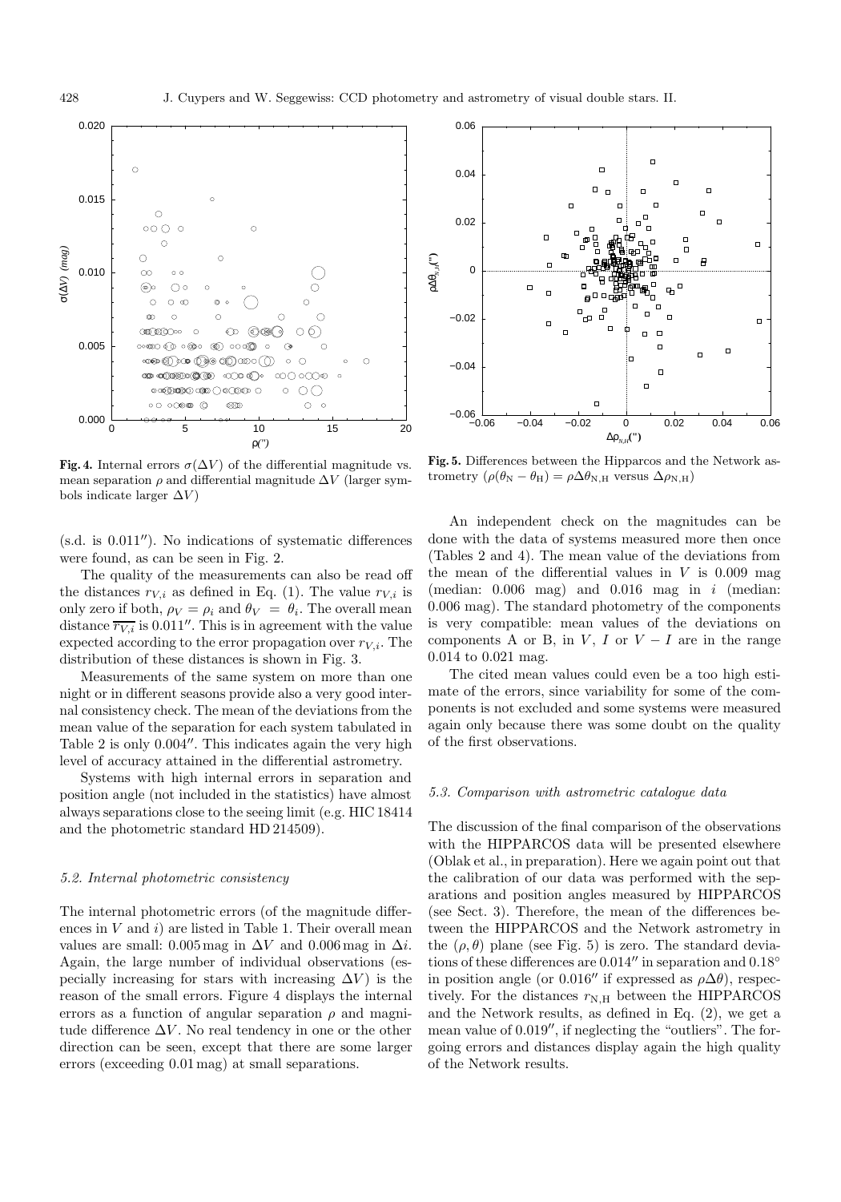**Fig. 4.** Internal errors $\sigma(\Delta V)$ of the differential magnitude vs. mean separation $\rho$ and differential magnitude $\Delta V$ (larger symbols indicate larger $\Delta V$)

**Fig. 5.** Differences between the Hipparcos and the Network astrometry ($\rho(\theta_{\rm N} - \theta_{\rm H}) = \rho\Delta\theta_{\rm N,H}$ versus $\Delta\rho_{\rm N,H}$)

(s.d. is $0.011''$). No indications of systematic differences were found, as can be seen in Fig. 2.

The quality of the measurements can also be read off the distances $r_{V,i}$ as defined in Eq. (1). The value $r_{V,i}$ is only zero if both, $\rho_V = \rho_i$ and $\theta_V = \theta_i$. The overall mean distance $\overline{r_{V,i}}$ is $0.011''$. This is in agreement with the value expected according to the error propagation over $r_{V,i}$. The distribution of these distances is shown in Fig. 3.

Measurements of the same system on more than one night or in different seasons provide also a very good internal consistency check. The mean of the deviations from the mean value of the separation for each system tabulated in Table 2 is only $0.004''$. This indicates again the very high level of accuracy attained in the differential astrometry.

Systems with high internal errors in separation and position angle (not included in the statistics) have almost always separations close to the seeing limit (e.g. HIC 18414 and the photometric standard HD 214509).

### 5.2. Internal photometric consistency

The internal photometric errors (of the magnitude differences in $V$ and $i$) are listed in Table 1. Their overall mean values are small: 0.005 mag in $\Delta V$ and 0.006 mag in $\Delta i$. Again, the large number of individual observations (especially increasing for stars with increasing $\Delta V$) is the reason of the small errors. Figure 4 displays the internal errors as a function of angular separation $\rho$ and magnitude difference $\Delta V$. No real tendency in one or the other direction can be seen, except that there are some larger errors (exceeding 0.01 mag) at small separations.

An independent check on the magnitudes can be done with the data of systems measured more then once (Tables 2 and 4). The mean value of the deviations from the mean of the differential values in $V$ is 0.009 mag (median: 0.006 mag) and 0.016 mag in $i$ (median: 0.006 mag). The standard photometry of the components is very compatible: mean values of the deviations on components A or B, in $V$, $I$ or $V-I$ are in the range 0.014 to 0.021 mag.

The cited mean values could even be a too high estimate of the errors, since variability for some of the components is not excluded and some systems were measured again only because there was some doubt on the quality of the first observations.

### 5.3. Comparison with astrometric catalogue data

The discussion of the final comparison of the observations with the HIPPARCOS data will be presented elsewhere (Oblak et al., in preparation). Here we again point out that the calibration of our data was performed with the separations and position angles measured by HIPPARCOS (see Sect. 3). Therefore, the mean of the differences between the HIPPARCOS and the Network astrometry in the $(\rho, \theta)$ plane (see Fig. 5) is zero. The standard deviations of these differences are $0.014''$ in separation and $0.18^\circ$ in position angle (or $0.016''$ if expressed as $\rho\Delta\theta$), respectively. For the distances $r_{\rm N,H}$ between the HIPPARCOS and the Network results, as defined in Eq. (2), we get a mean value of $0.019''$, if neglecting the "outliers". The forgoing errors and distances display again the high quality of the Network results.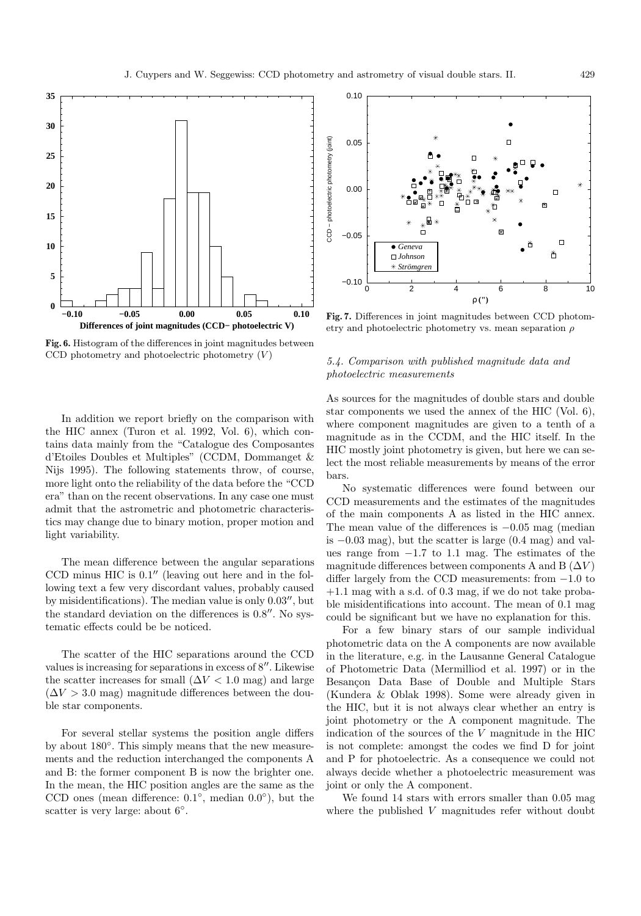**Fig. 6.** Histogram of the differences in joint magnitudes between CCD photometry and photoelectric photometry ($V$)

**Fig. 7.** Differences in joint magnitudes between CCD photometry and photoelectric photometry vs. mean separation $\rho$

In addition we report briefly on the comparison with the HIC annex (Turon et al. 1992, Vol. 6), which contains data mainly from the "Catalogue des Composantes d'Etoiles Doubles et Multiples" (CCDM, Dommanget & Nijs 1995). The following statements throw, of course, more light onto the reliability of the data before the "CCD era" than on the recent observations. In any case one must admit that the astrometric and photometric characteristics may change due to binary motion, proper motion and light variability.

The mean difference between the angular separations CCD minus HIC is $0.1''$ (leaving out here and in the following text a few very discordant values, probably caused by misidentifications). The median value is only $0.03''$, but the standard deviation on the differences is $0.8''$. No systematic effects could be be noticed.

The scatter of the HIC separations around the CCD values is increasing for separations in excess of $8''$. Likewise the scatter increases for small ($\Delta V < 1.0$ mag) and large ($\Delta V > 3.0$ mag) magnitude differences between the double star components.

For several stellar systems the position angle differs by about $180^\circ$. This simply means that the new measurements and the reduction interchanged the components A and B: the former component B is now the brighter one. In the mean, the HIC position angles are the same as the CCD ones (mean difference: $0.1^\circ$, median $0.0^\circ$), but the scatter is very large: about $6^\circ$.

### *5.4. Comparison with published magnitude data and photoelectric measurements*

As sources for the magnitudes of double stars and double star components we used the annex of the HIC (Vol. 6), where component magnitudes are given to a tenth of a magnitude as in the CCDM, and the HIC itself. In the HIC mostly joint photometry is given, but here we can select the most reliable measurements by means of the error bars.

No systematic differences were found between our CCD measurements and the estimates of the magnitudes of the main components A as listed in the HIC annex. The mean value of the differences is $-0.05$ mag (median is $-0.03$ mag), but the scatter is large (0.4 mag) and values range from $-1.7$ to 1.1 mag. The estimates of the magnitude differences between components A and B ($\Delta V$) differ largely from the CCD measurements: from $-1.0$ to $+1.1$ mag with a s.d. of 0.3 mag, if we do not take probable misidentifications into account. The mean of 0.1 mag could be significant but we have no explanation for this.

For a few binary stars of our sample individual photometric data on the A components are now available in the literature, e.g. in the Lausanne General Catalogue of Photometric Data (Mermilliod et al. 1997) or in the Besançon Data Base of Double and Multiple Stars (Kundera & Oblak 1998). Some were already given in the HIC, but it is not always clear whether an entry is joint photometry or the A component magnitude. The indication of the sources of the $V$ magnitude in the HIC is not complete: amongst the codes we find D for joint and P for photoelectric. As a consequence we could not always decide whether a photoelectric measurement was joint or only the A component.

We found 14 stars with errors smaller than 0.05 mag where the published $V$ magnitudes refer without doubt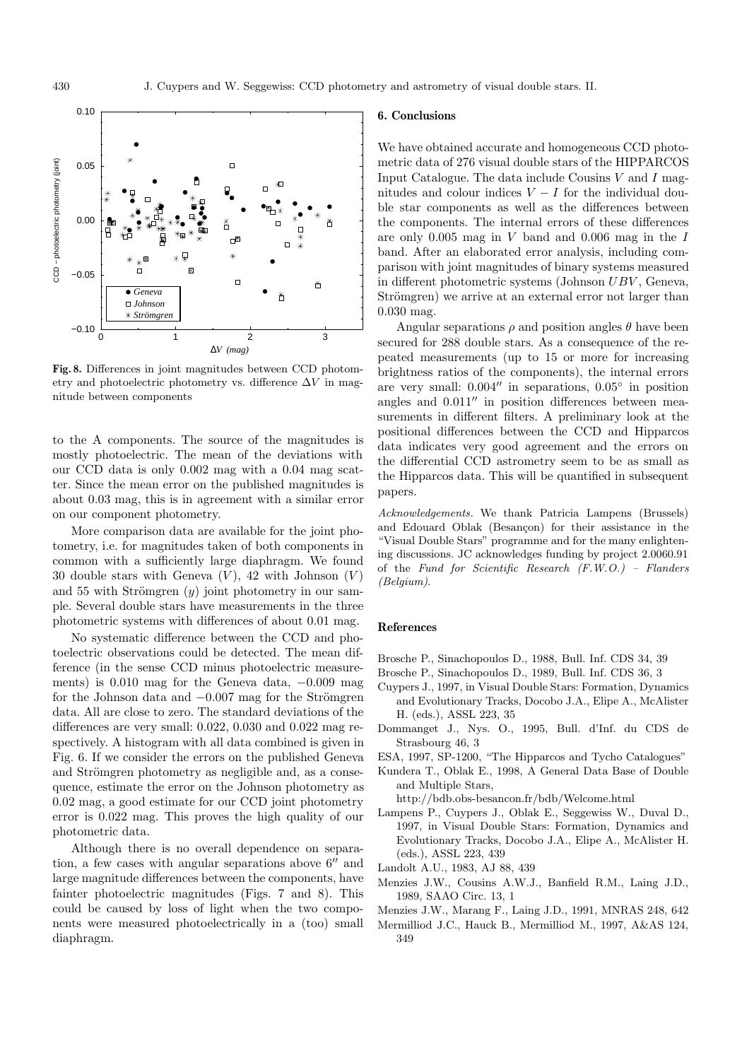**Fig. 8.** Differences in joint magnitudes between CCD photometry and photoelectric photometry vs. difference $\Delta V$ in magnitude between components

to the A components. The source of the magnitudes is mostly photoelectric. The mean of the deviations with our CCD data is only 0.002 mag with a 0.04 mag scatter. Since the mean error on the published magnitudes is about 0.03 mag, this is in agreement with a similar error on our component photometry.

More comparison data are available for the joint photometry, i.e. for magnitudes taken of both components in common with a sufficiently large diaphragm. We found 30 double stars with Geneva ($V$), 42 with Johnson ($V$) and 55 with Strömgren ($y$) joint photometry in our sample. Several double stars have measurements in the three photometric systems with differences of about 0.01 mag.

No systematic difference between the CCD and photoelectric observations could be detected. The mean difference (in the sense CCD minus photoelectric measurements) is 0.010 mag for the Geneva data, −0.009 mag for the Johnson data and −0.007 mag for the Strömgren data. All are close to zero. The standard deviations of the differences are very small: 0.022, 0.030 and 0.022 mag respectively. A histogram with all data combined is given in Fig. 6. If we consider the errors on the published Geneva and Strömgren photometry as negligible and, as a consequence, estimate the error on the Johnson photometry as 0.02 mag, a good estimate for our CCD joint photometry error is 0.022 mag. This proves the high quality of our photometric data.

Although there is no overall dependence on separation, a few cases with angular separations above 6″ and large magnitude differences between the components, have fainter photoelectric magnitudes (Figs. 7 and 8). This could be caused by loss of light when the two components were measured photoelectrically in a (too) small diaphragm.

## 6. Conclusions

We have obtained accurate and homogeneous CCD photometric data of 276 visual double stars of the HIPPARCOS Input Catalogue. The data include Cousins $V$ and $I$ magnitudes and colour indices $V-I$ for the individual double star components as well as the differences between the components. The internal errors of these differences are only 0.005 mag in $V$ band and 0.006 mag in the $I$ band. After an elaborated error analysis, including comparison with joint magnitudes of binary systems measured in different photometric systems (Johnson $UBV$, Geneva, Strömgren) we arrive at an external error not larger than 0.030 mag.

Angular separations $\rho$ and position angles $\theta$ have been secured for 288 double stars. As a consequence of the repeated measurements (up to 15 or more for increasing brightness ratios of the components), the internal errors are very small: 0.004″ in separations, 0.05° in position angles and 0.011″ in position differences between measurements in different filters. A preliminary look at the positional differences between the CCD and Hipparcos data indicates very good agreement and the errors on the differential CCD astrometry seem to be as small as the Hipparcos data. This will be quantified in subsequent papers.

*Acknowledgements.* We thank Patricia Lampens (Brussels) and Edouard Oblak (Besançon) for their assistance in the "Visual Double Stars" programme and for the many enlightening discussions. JC acknowledges funding by project 2.0060.91 of the *Fund for Scientific Research (F.W.O.) – Flanders (Belgium).*

## References

Brosche P., Sinachopoulos D., 1988, Bull. Inf. CDS 34, 39

Brosche P., Sinachopoulos D., 1989, Bull. Inf. CDS 36, 3

Cuypers J., 1997, in Visual Double Stars: Formation, Dynamics and Evolutionary Tracks, Docobo J.A., Elipe A., McAlister H. (eds.), ASSL 223, 35

Dommanget J., Nys. O., 1995, Bull. d'Inf. du CDS de Strasbourg 46, 3

ESA, 1997, SP-1200, "The Hipparcos and Tycho Catalogues"

Kundera T., Oblak E., 1998, A General Data Base of Double and Multiple Stars, http://bdb.obs-besancon.fr/bdb/Welcome.html

Lampens P., Cuypers J., Oblak E., Seggewiss W., Duval D., 1997, in Visual Double Stars: Formation, Dynamics and Evolutionary Tracks, Docobo J.A., Elipe A., McAlister H. (eds.), ASSL 223, 439

Landolt A.U., 1983, AJ 88, 439

Menzies J.W., Cousins A.W.J., Banfield R.M., Laing J.D., 1989, SAAO Circ. 13, 1

Menzies J.W., Marang F., Laing J.D., 1991, MNRAS 248, 642

Mermilliod J.C., Hauck B., Mermilliod M., 1997, A&AS 124, 349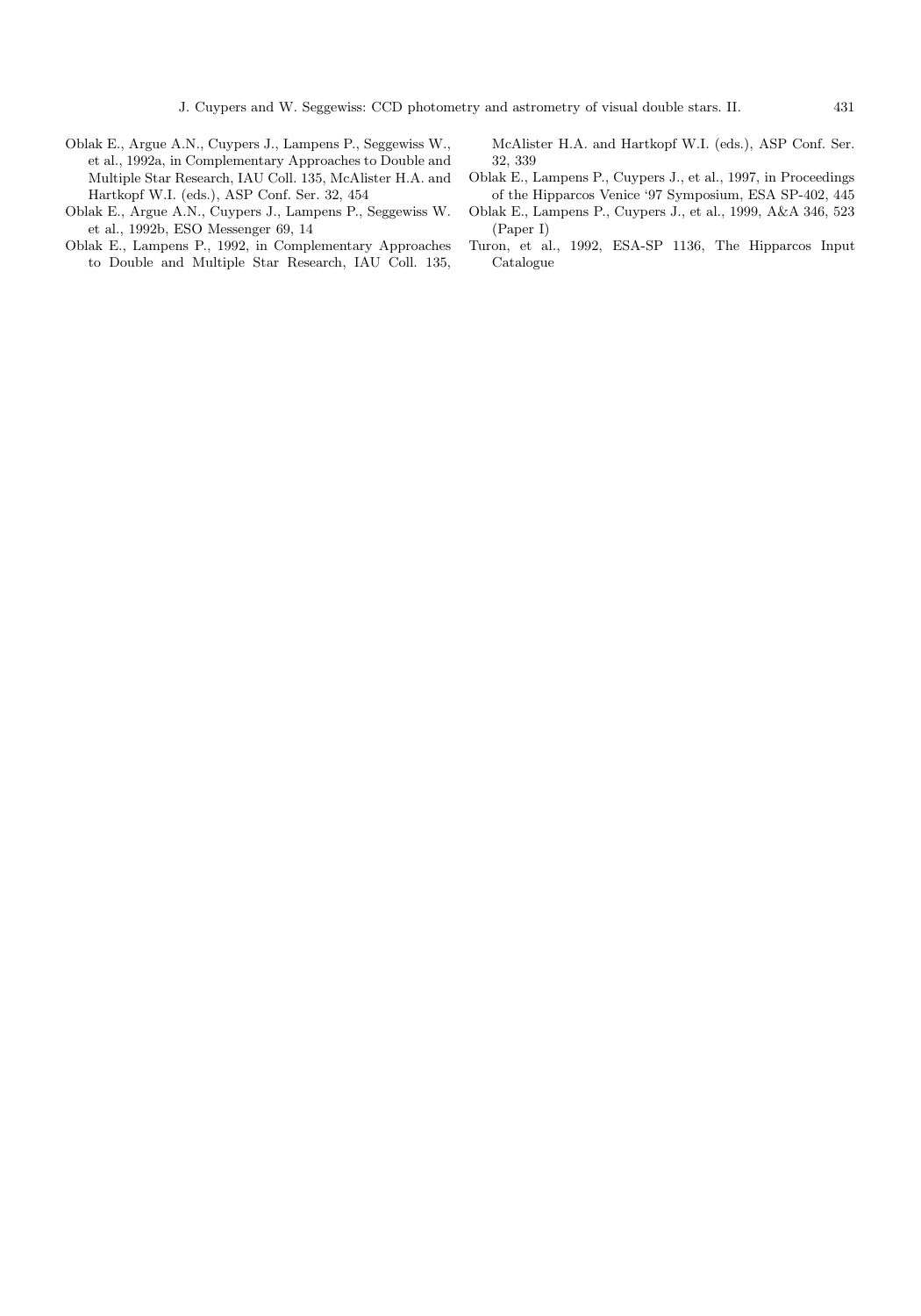Oblak E., Argue A.N., Cuypers J., Lampens P., Seggewiss W., et al., 1992a, in Complementary Approaches to Double and Multiple Star Research, IAU Coll. 135, McAlister H.A. and Hartkopf W.I. (eds.), ASP Conf. Ser. 32, 454

Oblak E., Argue A.N., Cuypers J., Lampens P., Seggewiss W. et al., 1992b, ESO Messenger 69, 14

Oblak E., Lampens P., 1992, in Complementary Approaches to Double and Multiple Star Research, IAU Coll. 135, McAlister H.A. and Hartkopf W.I. (eds.), ASP Conf. Ser. 32, 339

Oblak E., Lampens P., Cuypers J., et al., 1997, in Proceedings of the Hipparcos Venice '97 Symposium, ESA SP-402, 445

Oblak E., Lampens P., Cuypers J., et al., 1999, A&A 346, 523 (Paper I)

Turon, et al., 1992, ESA-SP 1136, The Hipparcos Input Catalogue